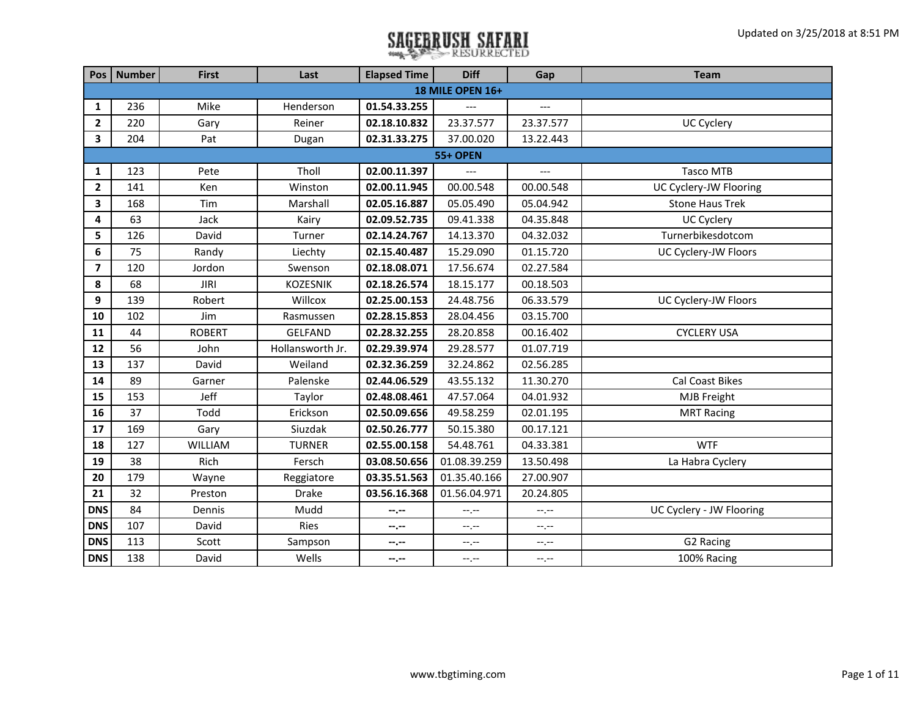# SAGEBRUSH SAFARI RESURRECTED

Updated on 3/25/2018 at 8:51 PM

| Pos | Number | First | Last | Elapsed Time | Diff | Gap | Team |
|---|---|---|---|---|---|---|---|
| **18 MILE OPEN 16+** | | | | | | | |
| **1** | 236 | Mike | Henderson | **01.54.33.255** | --- | --- | |
| **2** | 220 | Gary | Reiner | **02.18.10.832** | 23.37.577 | 23.37.577 | UC Cyclery |
| **3** | 204 | Pat | Dugan | **02.31.33.275** | 37.00.020 | 13.22.443 | |
| **55+ OPEN** | | | | | | | |
| **1** | 123 | Pete | Tholl | **02.00.11.397** | --- | --- | Tasco MTB |
| **2** | 141 | Ken | Winston | **02.00.11.945** | 00.00.548 | 00.00.548 | UC Cyclery-JW Flooring |
| **3** | 168 | Tim | Marshall | **02.05.16.887** | 05.05.490 | 05.04.942 | Stone Haus Trek |
| **4** | 63 | Jack | Kairy | **02.09.52.735** | 09.41.338 | 04.35.848 | UC Cyclery |
| **5** | 126 | David | Turner | **02.14.24.767** | 14.13.370 | 04.32.032 | Turnerbikesdotcom |
| **6** | 75 | Randy | Liechty | **02.15.40.487** | 15.29.090 | 01.15.720 | UC Cyclery-JW Floors |
| **7** | 120 | Jordon | Swenson | **02.18.08.071** | 17.56.674 | 02.27.584 | |
| **8** | 68 | JIRI | KOZESNIK | **02.18.26.574** | 18.15.177 | 00.18.503 | |
| **9** | 139 | Robert | Willcox | **02.25.00.153** | 24.48.756 | 06.33.579 | UC Cyclery-JW Floors |
| **10** | 102 | Jim | Rasmussen | **02.28.15.853** | 28.04.456 | 03.15.700 | |
| **11** | 44 | ROBERT | GELFAND | **02.28.32.255** | 28.20.858 | 00.16.402 | CYCLERY USA |
| **12** | 56 | John | Hollansworth Jr. | **02.29.39.974** | 29.28.577 | 01.07.719 | |
| **13** | 137 | David | Weiland | **02.32.36.259** | 32.24.862 | 02.56.285 | |
| **14** | 89 | Garner | Palenske | **02.44.06.529** | 43.55.132 | 11.30.270 | Cal Coast Bikes |
| **15** | 153 | Jeff | Taylor | **02.48.08.461** | 47.57.064 | 04.01.932 | MJB Freight |
| **16** | 37 | Todd | Erickson | **02.50.09.656** | 49.58.259 | 02.01.195 | MRT Racing |
| **17** | 169 | Gary | Siuzdak | **02.50.26.777** | 50.15.380 | 00.17.121 | |
| **18** | 127 | WILLIAM | TURNER | **02.55.00.158** | 54.48.761 | 04.33.381 | WTF |
| **19** | 38 | Rich | Fersch | **03.08.50.656** | 01.08.39.259 | 13.50.498 | La Habra Cyclery |
| **20** | 179 | Wayne | Reggiatore | **03.35.51.563** | 01.35.40.166 | 27.00.907 | |
| **21** | 32 | Preston | Drake | **03.56.16.368** | 01.56.04.971 | 20.24.805 | |
| **DNS** | 84 | Dennis | Mudd | **--.--** | --.-- | --.-- | UC Cyclery - JW Flooring |
| **DNS** | 107 | David | Ries | **--.--** | --.-- | --.-- | |
| **DNS** | 113 | Scott | Sampson | **--.--** | --.-- | --.-- | G2 Racing |
| **DNS** | 138 | David | Wells | **--.--** | --.-- | --.-- | 100% Racing |

www.tbgtiming.com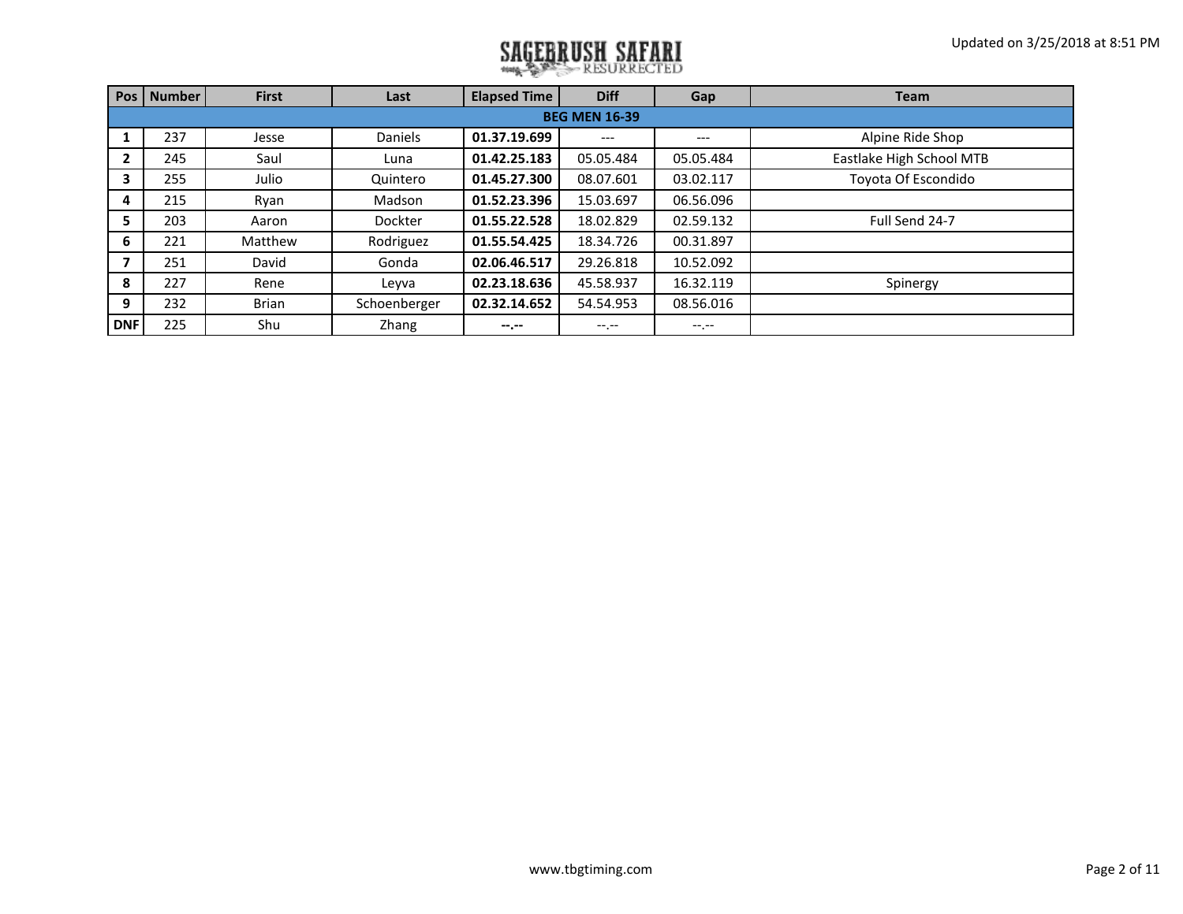# SAGEBRUSH SAFARI RESURRECTED

Updated on 3/25/2018 at 8:51 PM

| Pos | Number | First | Last | Elapsed Time | Diff | Gap | Team |
|---|---|---|---|---|---|---|---|
| **BEG MEN 16-39** | | | | | | | |
| **1** | 237 | Jesse | Daniels | **01.37.19.699** | --- | --- | Alpine Ride Shop |
| **2** | 245 | Saul | Luna | **01.42.25.183** | 05.05.484 | 05.05.484 | Eastlake High School MTB |
| **3** | 255 | Julio | Quintero | **01.45.27.300** | 08.07.601 | 03.02.117 | Toyota Of Escondido |
| **4** | 215 | Ryan | Madson | **01.52.23.396** | 15.03.697 | 06.56.096 | |
| **5** | 203 | Aaron | Dockter | **01.55.22.528** | 18.02.829 | 02.59.132 | Full Send 24-7 |
| **6** | 221 | Matthew | Rodriguez | **01.55.54.425** | 18.34.726 | 00.31.897 | |
| **7** | 251 | David | Gonda | **02.06.46.517** | 29.26.818 | 10.52.092 | |
| **8** | 227 | Rene | Leyva | **02.23.18.636** | 45.58.937 | 16.32.119 | Spinergy |
| **9** | 232 | Brian | Schoenberger | **02.32.14.652** | 54.54.953 | 08.56.016 | |
| **DNF** | 225 | Shu | Zhang | **--.--** | --.-- | --.-- | |

www.tbgtiming.com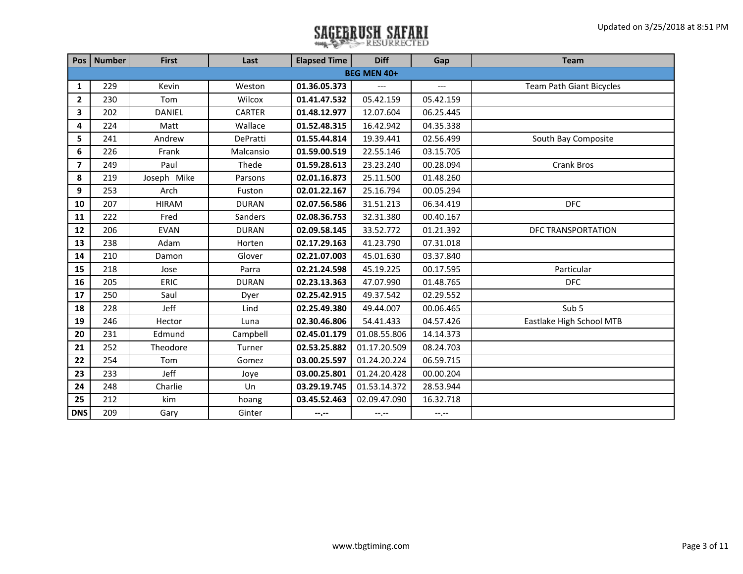# SAGEBRUSH SAFARI RESURRECTED

Updated on 3/25/2018 at 8:51 PM

| Pos | Number | First | Last | Elapsed Time | Diff | Gap | Team |
|---|---|---|---|---|---|---|---|
| **BEG MEN 40+** | | | | | | | |
| **1** | 229 | Kevin | Weston | **01.36.05.373** | --- | --- | Team Path Giant Bicycles |
| **2** | 230 | Tom | Wilcox | **01.41.47.532** | 05.42.159 | 05.42.159 | |
| **3** | 202 | DANIEL | CARTER | **01.48.12.977** | 12.07.604 | 06.25.445 | |
| **4** | 224 | Matt | Wallace | **01.52.48.315** | 16.42.942 | 04.35.338 | |
| **5** | 241 | Andrew | DePratti | **01.55.44.814** | 19.39.441 | 02.56.499 | South Bay Composite |
| **6** | 226 | Frank | Malcansio | **01.59.00.519** | 22.55.146 | 03.15.705 | |
| **7** | 249 | Paul | Thede | **01.59.28.613** | 23.23.240 | 00.28.094 | Crank Bros |
| **8** | 219 | Joseph Mike | Parsons | **02.01.16.873** | 25.11.500 | 01.48.260 | |
| **9** | 253 | Arch | Fuston | **02.01.22.167** | 25.16.794 | 00.05.294 | |
| **10** | 207 | HIRAM | DURAN | **02.07.56.586** | 31.51.213 | 06.34.419 | DFC |
| **11** | 222 | Fred | Sanders | **02.08.36.753** | 32.31.380 | 00.40.167 | |
| **12** | 206 | EVAN | DURAN | **02.09.58.145** | 33.52.772 | 01.21.392 | DFC TRANSPORTATION |
| **13** | 238 | Adam | Horten | **02.17.29.163** | 41.23.790 | 07.31.018 | |
| **14** | 210 | Damon | Glover | **02.21.07.003** | 45.01.630 | 03.37.840 | |
| **15** | 218 | Jose | Parra | **02.21.24.598** | 45.19.225 | 00.17.595 | Particular |
| **16** | 205 | ERIC | DURAN | **02.23.13.363** | 47.07.990 | 01.48.765 | DFC |
| **17** | 250 | Saul | Dyer | **02.25.42.915** | 49.37.542 | 02.29.552 | |
| **18** | 228 | Jeff | Lind | **02.25.49.380** | 49.44.007 | 00.06.465 | Sub 5 |
| **19** | 246 | Hector | Luna | **02.30.46.806** | 54.41.433 | 04.57.426 | Eastlake High School MTB |
| **20** | 231 | Edmund | Campbell | **02.45.01.179** | 01.08.55.806 | 14.14.373 | |
| **21** | 252 | Theodore | Turner | **02.53.25.882** | 01.17.20.509 | 08.24.703 | |
| **22** | 254 | Tom | Gomez | **03.00.25.597** | 01.24.20.224 | 06.59.715 | |
| **23** | 233 | Jeff | Joye | **03.00.25.801** | 01.24.20.428 | 00.00.204 | |
| **24** | 248 | Charlie | Un | **03.29.19.745** | 01.53.14.372 | 28.53.944 | |
| **25** | 212 | kim | hoang | **03.45.52.463** | 02.09.47.090 | 16.32.718 | |
| **DNS** | 209 | Gary | Ginter | **--.--** | --.-- | --.-- | |

www.tbgtiming.com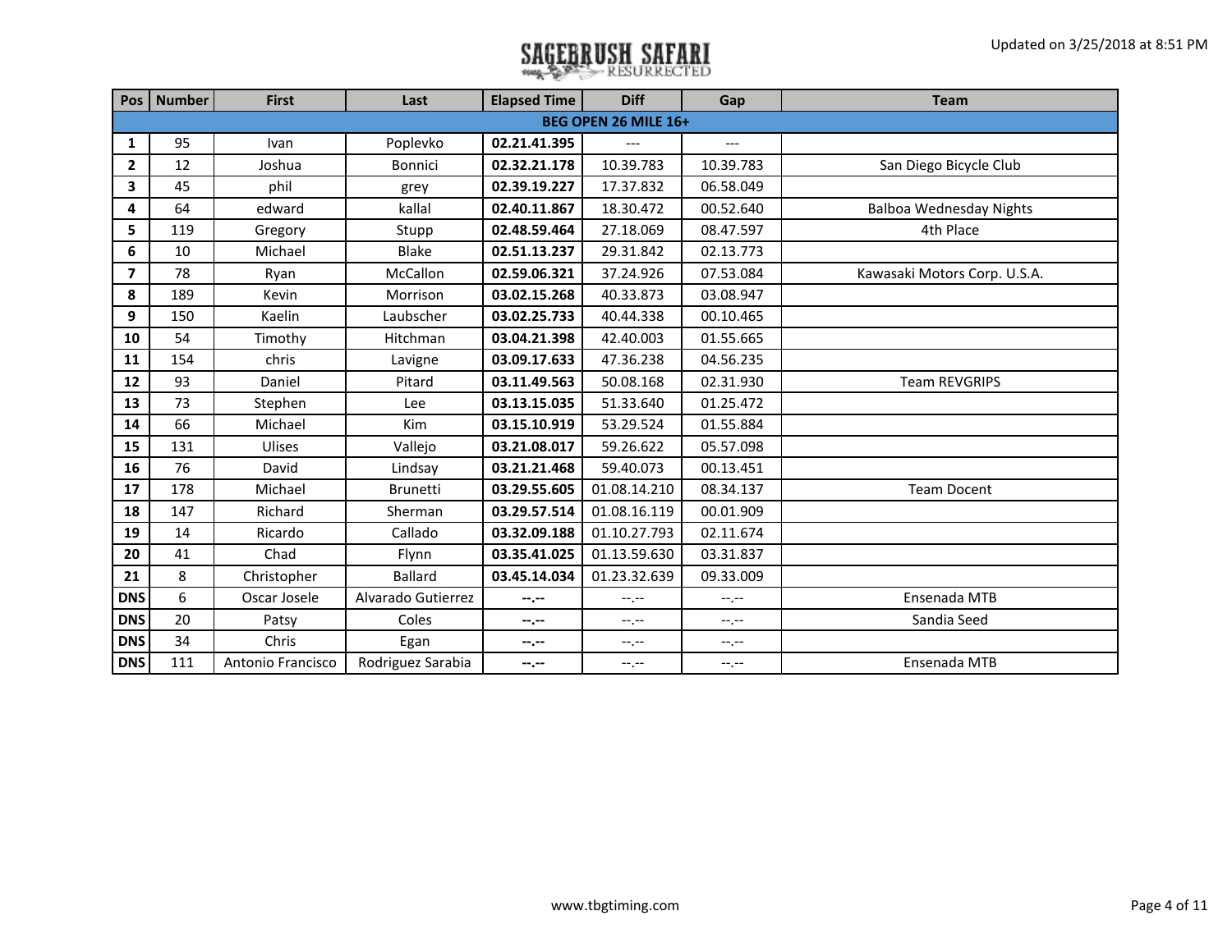# SAGEBRUSH SAFARI RESURRECTED

Updated on 3/25/2018 at 8:51 PM

| Pos | Number | First | Last | Elapsed Time | Diff | Gap | Team |
|---|---|---|---|---|---|---|---|
| **BEG OPEN 26 MILE 16+** | | | | | | | |
| **1** | 95 | Ivan | Poplevko | **02.21.41.395** | --- | --- | |
| **2** | 12 | Joshua | Bonnici | **02.32.21.178** | 10.39.783 | 10.39.783 | San Diego Bicycle Club |
| **3** | 45 | phil | grey | **02.39.19.227** | 17.37.832 | 06.58.049 | |
| **4** | 64 | edward | kallal | **02.40.11.867** | 18.30.472 | 00.52.640 | Balboa Wednesday Nights |
| **5** | 119 | Gregory | Stupp | **02.48.59.464** | 27.18.069 | 08.47.597 | 4th Place |
| **6** | 10 | Michael | Blake | **02.51.13.237** | 29.31.842 | 02.13.773 | |
| **7** | 78 | Ryan | McCallon | **02.59.06.321** | 37.24.926 | 07.53.084 | Kawasaki Motors Corp. U.S.A. |
| **8** | 189 | Kevin | Morrison | **03.02.15.268** | 40.33.873 | 03.08.947 | |
| **9** | 150 | Kaelin | Laubscher | **03.02.25.733** | 40.44.338 | 00.10.465 | |
| **10** | 54 | Timothy | Hitchman | **03.04.21.398** | 42.40.003 | 01.55.665 | |
| **11** | 154 | chris | Lavigne | **03.09.17.633** | 47.36.238 | 04.56.235 | |
| **12** | 93 | Daniel | Pitard | **03.11.49.563** | 50.08.168 | 02.31.930 | Team REVGRIPS |
| **13** | 73 | Stephen | Lee | **03.13.15.035** | 51.33.640 | 01.25.472 | |
| **14** | 66 | Michael | Kim | **03.15.10.919** | 53.29.524 | 01.55.884 | |
| **15** | 131 | Ulises | Vallejo | **03.21.08.017** | 59.26.622 | 05.57.098 | |
| **16** | 76 | David | Lindsay | **03.21.21.468** | 59.40.073 | 00.13.451 | |
| **17** | 178 | Michael | Brunetti | **03.29.55.605** | 01.08.14.210 | 08.34.137 | Team Docent |
| **18** | 147 | Richard | Sherman | **03.29.57.514** | 01.08.16.119 | 00.01.909 | |
| **19** | 14 | Ricardo | Callado | **03.32.09.188** | 01.10.27.793 | 02.11.674 | |
| **20** | 41 | Chad | Flynn | **03.35.41.025** | 01.13.59.630 | 03.31.837 | |
| **21** | 8 | Christopher | Ballard | **03.45.14.034** | 01.23.32.639 | 09.33.009 | |
| **DNS** | 6 | Oscar Josele | Alvarado Gutierrez | **--.--** | --.-- | --.-- | Ensenada MTB |
| **DNS** | 20 | Patsy | Coles | **--.--** | --.-- | --.-- | Sandia Seed |
| **DNS** | 34 | Chris | Egan | **--.--** | --.-- | --.-- | |
| **DNS** | 111 | Antonio Francisco | Rodriguez Sarabia | **--.--** | --.-- | --.-- | Ensenada MTB |

www.tbgtiming.com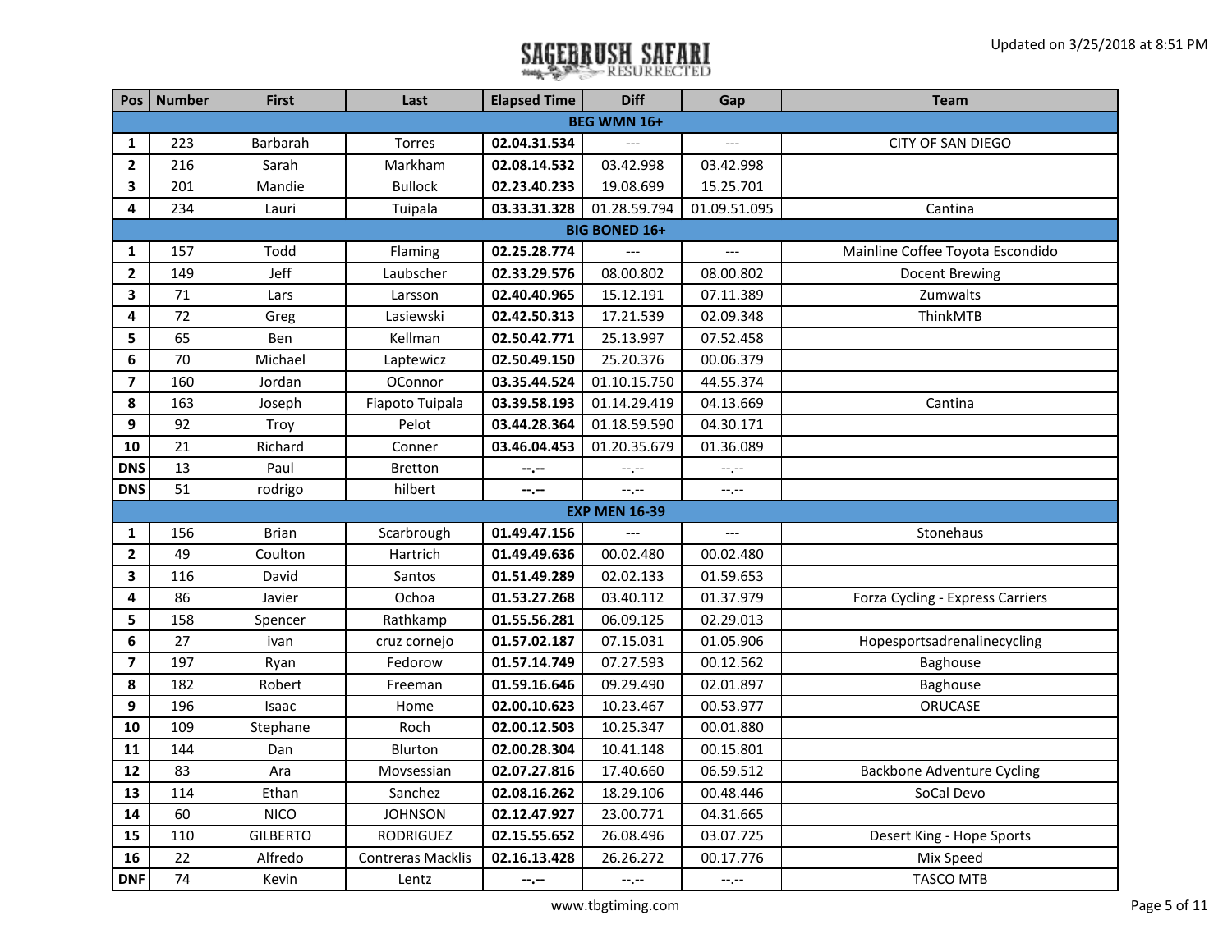# SAGEBRUSH SAFARI RESURRECTED

Updated on 3/25/2018 at 8:51 PM

| Pos | Number | First | Last | Elapsed Time | Diff | Gap | Team |
|---|---|---|---|---|---|---|---|
| **BEG WMN 16+** | | | | | | | |
| **1** | 223 | Barbarah | Torres | **02.04.31.534** | --- | --- | CITY OF SAN DIEGO |
| **2** | 216 | Sarah | Markham | **02.08.14.532** | 03.42.998 | 03.42.998 | |
| **3** | 201 | Mandie | Bullock | **02.23.40.233** | 19.08.699 | 15.25.701 | |
| **4** | 234 | Lauri | Tuipala | **03.33.31.328** | 01.28.59.794 | 01.09.51.095 | Cantina |
| **BIG BONED 16+** | | | | | | | |
| **1** | 157 | Todd | Flaming | **02.25.28.774** | --- | --- | Mainline Coffee Toyota Escondido |
| **2** | 149 | Jeff | Laubscher | **02.33.29.576** | 08.00.802 | 08.00.802 | Docent Brewing |
| **3** | 71 | Lars | Larsson | **02.40.40.965** | 15.12.191 | 07.11.389 | Zumwalts |
| **4** | 72 | Greg | Lasiewski | **02.42.50.313** | 17.21.539 | 02.09.348 | ThinkMTB |
| **5** | 65 | Ben | Kellman | **02.50.42.771** | 25.13.997 | 07.52.458 | |
| **6** | 70 | Michael | Laptewicz | **02.50.49.150** | 25.20.376 | 00.06.379 | |
| **7** | 160 | Jordan | OConnor | **03.35.44.524** | 01.10.15.750 | 44.55.374 | |
| **8** | 163 | Joseph | Fiapoto Tuipala | **03.39.58.193** | 01.14.29.419 | 04.13.669 | Cantina |
| **9** | 92 | Troy | Pelot | **03.44.28.364** | 01.18.59.590 | 04.30.171 | |
| **10** | 21 | Richard | Conner | **03.46.04.453** | 01.20.35.679 | 01.36.089 | |
| **DNS** | 13 | Paul | Bretton | **--.--** | --.-- | --.-- | |
| **DNS** | 51 | rodrigo | hilbert | **--.--** | --.-- | --.-- | |
| **EXP MEN 16-39** | | | | | | | |
| **1** | 156 | Brian | Scarbrough | **01.49.47.156** | --- | --- | Stonehaus |
| **2** | 49 | Coulton | Hartrich | **01.49.49.636** | 00.02.480 | 00.02.480 | |
| **3** | 116 | David | Santos | **01.51.49.289** | 02.02.133 | 01.59.653 | |
| **4** | 86 | Javier | Ochoa | **01.53.27.268** | 03.40.112 | 01.37.979 | Forza Cycling - Express Carriers |
| **5** | 158 | Spencer | Rathkamp | **01.55.56.281** | 06.09.125 | 02.29.013 | |
| **6** | 27 | ivan | cruz cornejo | **01.57.02.187** | 07.15.031 | 01.05.906 | Hopesportsadrenalinecycling |
| **7** | 197 | Ryan | Fedorow | **01.57.14.749** | 07.27.593 | 00.12.562 | Baghouse |
| **8** | 182 | Robert | Freeman | **01.59.16.646** | 09.29.490 | 02.01.897 | Baghouse |
| **9** | 196 | Isaac | Home | **02.00.10.623** | 10.23.467 | 00.53.977 | ORUCASE |
| **10** | 109 | Stephane | Roch | **02.00.12.503** | 10.25.347 | 00.01.880 | |
| **11** | 144 | Dan | Blurton | **02.00.28.304** | 10.41.148 | 00.15.801 | |
| **12** | 83 | Ara | Movsessian | **02.07.27.816** | 17.40.660 | 06.59.512 | Backbone Adventure Cycling |
| **13** | 114 | Ethan | Sanchez | **02.08.16.262** | 18.29.106 | 00.48.446 | SoCal Devo |
| **14** | 60 | NICO | JOHNSON | **02.12.47.927** | 23.00.771 | 04.31.665 | |
| **15** | 110 | GILBERTO | RODRIGUEZ | **02.15.55.652** | 26.08.496 | 03.07.725 | Desert King - Hope Sports |
| **16** | 22 | Alfredo | Contreras Macklis | **02.16.13.428** | 26.26.272 | 00.17.776 | Mix Speed |
| **DNF** | 74 | Kevin | Lentz | **--.--** | --.-- | --.-- | TASCO MTB |

www.tbgtiming.com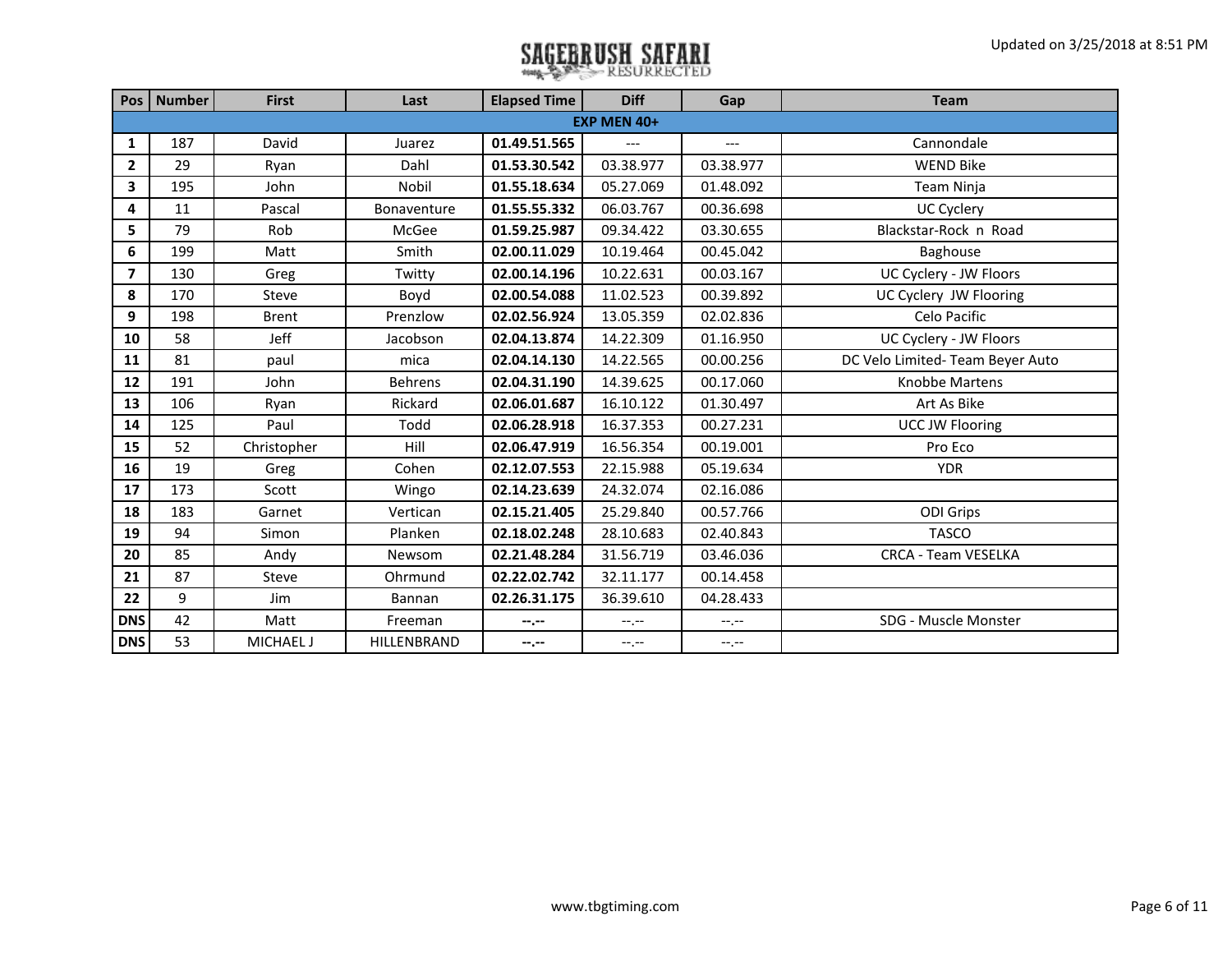# SAGEBRUSH SAFARI RESURRECTED

Updated on 3/25/2018 at 8:51 PM

| Pos | Number | First | Last | Elapsed Time | Diff | Gap | Team |
|---|---|---|---|---|---|---|---|
| **EXP MEN 40+** | | | | | | | |
| **1** | 187 | David | Juarez | **01.49.51.565** | --- | --- | Cannondale |
| **2** | 29 | Ryan | Dahl | **01.53.30.542** | 03.38.977 | 03.38.977 | WEND Bike |
| **3** | 195 | John | Nobil | **01.55.18.634** | 05.27.069 | 01.48.092 | Team Ninja |
| **4** | 11 | Pascal | Bonaventure | **01.55.55.332** | 06.03.767 | 00.36.698 | UC Cyclery |
| **5** | 79 | Rob | McGee | **01.59.25.987** | 09.34.422 | 03.30.655 | Blackstar-Rock n Road |
| **6** | 199 | Matt | Smith | **02.00.11.029** | 10.19.464 | 00.45.042 | Baghouse |
| **7** | 130 | Greg | Twitty | **02.00.14.196** | 10.22.631 | 00.03.167 | UC Cyclery - JW Floors |
| **8** | 170 | Steve | Boyd | **02.00.54.088** | 11.02.523 | 00.39.892 | UC Cyclery JW Flooring |
| **9** | 198 | Brent | Prenzlow | **02.02.56.924** | 13.05.359 | 02.02.836 | Celo Pacific |
| **10** | 58 | Jeff | Jacobson | **02.04.13.874** | 14.22.309 | 01.16.950 | UC Cyclery - JW Floors |
| **11** | 81 | paul | mica | **02.04.14.130** | 14.22.565 | 00.00.256 | DC Velo Limited- Team Beyer Auto |
| **12** | 191 | John | Behrens | **02.04.31.190** | 14.39.625 | 00.17.060 | Knobbe Martens |
| **13** | 106 | Ryan | Rickard | **02.06.01.687** | 16.10.122 | 01.30.497 | Art As Bike |
| **14** | 125 | Paul | Todd | **02.06.28.918** | 16.37.353 | 00.27.231 | UCC JW Flooring |
| **15** | 52 | Christopher | Hill | **02.06.47.919** | 16.56.354 | 00.19.001 | Pro Eco |
| **16** | 19 | Greg | Cohen | **02.12.07.553** | 22.15.988 | 05.19.634 | YDR |
| **17** | 173 | Scott | Wingo | **02.14.23.639** | 24.32.074 | 02.16.086 | |
| **18** | 183 | Garnet | Vertican | **02.15.21.405** | 25.29.840 | 00.57.766 | ODI Grips |
| **19** | 94 | Simon | Planken | **02.18.02.248** | 28.10.683 | 02.40.843 | TASCO |
| **20** | 85 | Andy | Newsom | **02.21.48.284** | 31.56.719 | 03.46.036 | CRCA - Team VESELKA |
| **21** | 87 | Steve | Ohrmund | **02.22.02.742** | 32.11.177 | 00.14.458 | |
| **22** | 9 | Jim | Bannan | **02.26.31.175** | 36.39.610 | 04.28.433 | |
| **DNS** | 42 | Matt | Freeman | **--.--** | --.-- | --.-- | SDG - Muscle Monster |
| **DNS** | 53 | MICHAEL J | HILLENBRAND | **--.--** | --.-- | --.-- | |

www.tbgtiming.com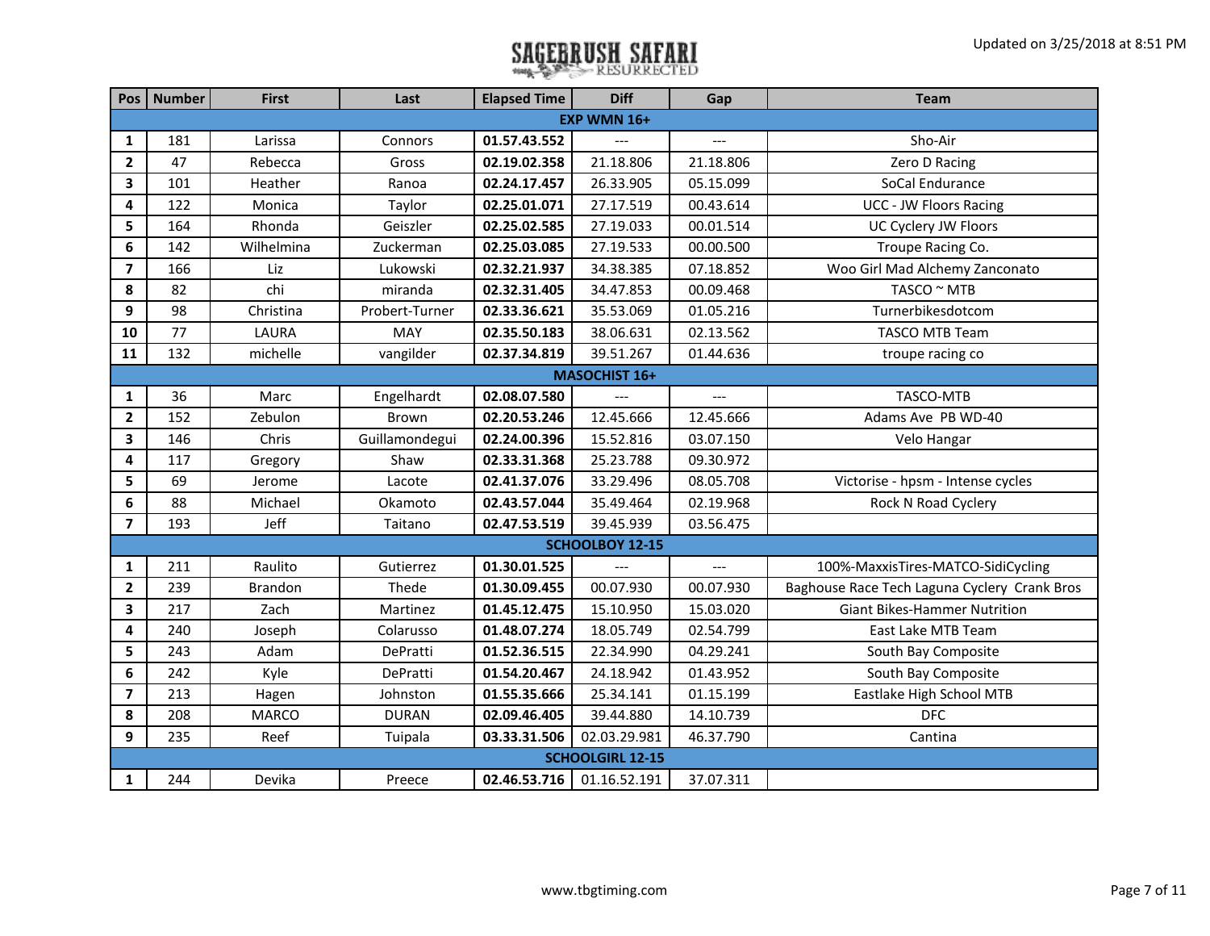# SAGEBRUSH SAFARI RESURRECTED

Updated on 3/25/2018 at 8:51 PM

| Pos | Number | First | Last | Elapsed Time | Diff | Gap | Team |
|---|---|---|---|---|---|---|---|
| **EXP WMN 16+** | | | | | | | |
| 1 | 181 | Larissa | Connors | **01.57.43.552** | --- | --- | Sho-Air |
| 2 | 47 | Rebecca | Gross | **02.19.02.358** | 21.18.806 | 21.18.806 | Zero D Racing |
| 3 | 101 | Heather | Ranoa | **02.24.17.457** | 26.33.905 | 05.15.099 | SoCal Endurance |
| 4 | 122 | Monica | Taylor | **02.25.01.071** | 27.17.519 | 00.43.614 | UCC - JW Floors Racing |
| 5 | 164 | Rhonda | Geiszler | **02.25.02.585** | 27.19.033 | 00.01.514 | UC Cyclery JW Floors |
| 6 | 142 | Wilhelmina | Zuckerman | **02.25.03.085** | 27.19.533 | 00.00.500 | Troupe Racing Co. |
| 7 | 166 | Liz | Lukowski | **02.32.21.937** | 34.38.385 | 07.18.852 | Woo Girl Mad Alchemy Zanconato |
| 8 | 82 | chi | miranda | **02.32.31.405** | 34.47.853 | 00.09.468 | TASCO ~ MTB |
| 9 | 98 | Christina | Probert-Turner | **02.33.36.621** | 35.53.069 | 01.05.216 | Turnerbikesdotcom |
| 10 | 77 | LAURA | MAY | **02.35.50.183** | 38.06.631 | 02.13.562 | TASCO MTB Team |
| 11 | 132 | michelle | vangilder | **02.37.34.819** | 39.51.267 | 01.44.636 | troupe racing co |
| **MASOCHIST 16+** | | | | | | | |
| 1 | 36 | Marc | Engelhardt | **02.08.07.580** | --- | --- | TASCO-MTB |
| 2 | 152 | Zebulon | Brown | **02.20.53.246** | 12.45.666 | 12.45.666 | Adams Ave  PB WD-40 |
| 3 | 146 | Chris | Guillamondegui | **02.24.00.396** | 15.52.816 | 03.07.150 | Velo Hangar |
| 4 | 117 | Gregory | Shaw | **02.33.31.368** | 25.23.788 | 09.30.972 | |
| 5 | 69 | Jerome | Lacote | **02.41.37.076** | 33.29.496 | 08.05.708 | Victorise - hpsm - Intense cycles |
| 6 | 88 | Michael | Okamoto | **02.43.57.044** | 35.49.464 | 02.19.968 | Rock N Road Cyclery |
| 7 | 193 | Jeff | Taitano | **02.47.53.519** | 39.45.939 | 03.56.475 | |
| **SCHOOLBOY 12-15** | | | | | | | |
| 1 | 211 | Raulito | Gutierrez | **01.30.01.525** | --- | --- | 100%-MaxxisTires-MATCO-SidiCycling |
| 2 | 239 | Brandon | Thede | **01.30.09.455** | 00.07.930 | 00.07.930 | Baghouse Race Tech Laguna Cyclery  Crank Bros |
| 3 | 217 | Zach | Martinez | **01.45.12.475** | 15.10.950 | 15.03.020 | Giant Bikes-Hammer Nutrition |
| 4 | 240 | Joseph | Colarusso | **01.48.07.274** | 18.05.749 | 02.54.799 | East Lake MTB Team |
| 5 | 243 | Adam | DePratti | **01.52.36.515** | 22.34.990 | 04.29.241 | South Bay Composite |
| 6 | 242 | Kyle | DePratti | **01.54.20.467** | 24.18.942 | 01.43.952 | South Bay Composite |
| 7 | 213 | Hagen | Johnston | **01.55.35.666** | 25.34.141 | 01.15.199 | Eastlake High School MTB |
| 8 | 208 | MARCO | DURAN | **02.09.46.405** | 39.44.880 | 14.10.739 | DFC |
| 9 | 235 | Reef | Tuipala | **03.33.31.506** | 02.03.29.981 | 46.37.790 | Cantina |
| **SCHOOLGIRL 12-15** | | | | | | | |
| 1 | 244 | Devika | Preece | **02.46.53.716** | 01.16.52.191 | 37.07.311 | |

www.tbgtiming.com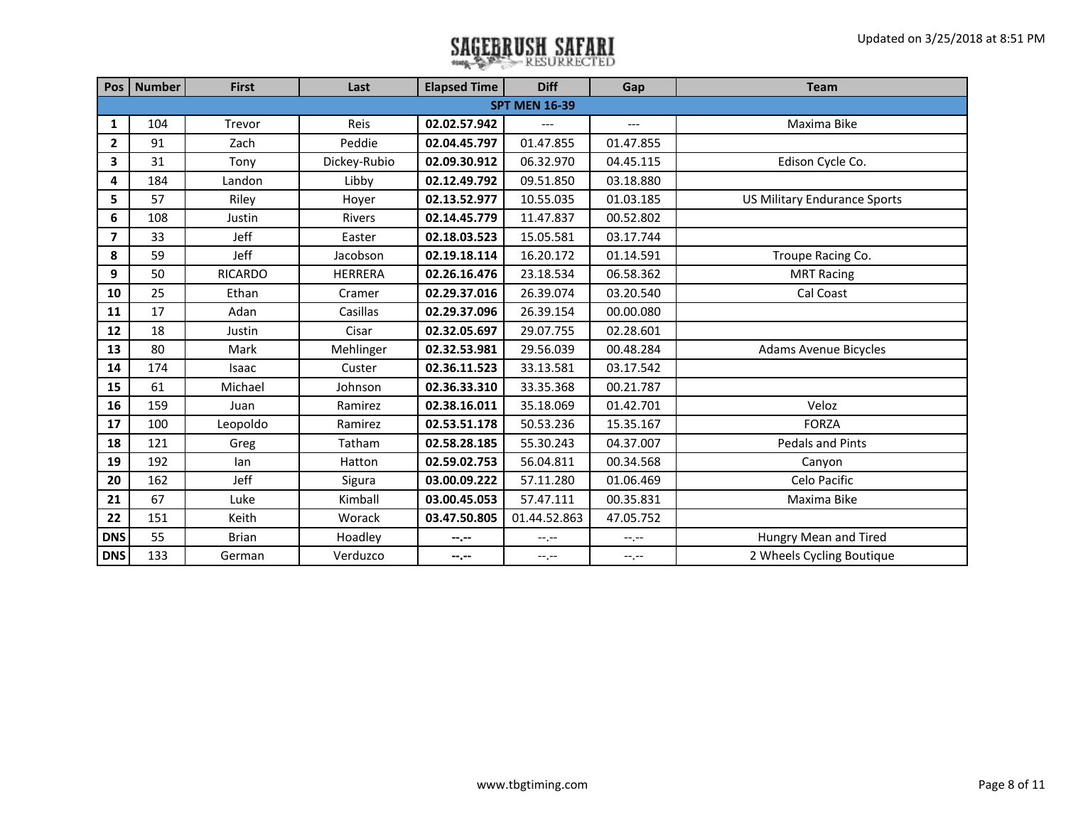# SAGEBRUSH SAFARI RESURRECTED

Updated on 3/25/2018 at 8:51 PM

| Pos | Number | First | Last | Elapsed Time | Diff | Gap | Team |
|---|---|---|---|---|---|---|---|
| **SPT MEN 16-39** | | | | | | | |
| **1** | 104 | Trevor | Reis | **02.02.57.942** | --- | --- | Maxima Bike |
| **2** | 91 | Zach | Peddie | **02.04.45.797** | 01.47.855 | 01.47.855 | |
| **3** | 31 | Tony | Dickey-Rubio | **02.09.30.912** | 06.32.970 | 04.45.115 | Edison Cycle Co. |
| **4** | 184 | Landon | Libby | **02.12.49.792** | 09.51.850 | 03.18.880 | |
| **5** | 57 | Riley | Hoyer | **02.13.52.977** | 10.55.035 | 01.03.185 | US Military Endurance Sports |
| **6** | 108 | Justin | Rivers | **02.14.45.779** | 11.47.837 | 00.52.802 | |
| **7** | 33 | Jeff | Easter | **02.18.03.523** | 15.05.581 | 03.17.744 | |
| **8** | 59 | Jeff | Jacobson | **02.19.18.114** | 16.20.172 | 01.14.591 | Troupe Racing Co. |
| **9** | 50 | RICARDO | HERRERA | **02.26.16.476** | 23.18.534 | 06.58.362 | MRT Racing |
| **10** | 25 | Ethan | Cramer | **02.29.37.016** | 26.39.074 | 03.20.540 | Cal Coast |
| **11** | 17 | Adan | Casillas | **02.29.37.096** | 26.39.154 | 00.00.080 | |
| **12** | 18 | Justin | Cisar | **02.32.05.697** | 29.07.755 | 02.28.601 | |
| **13** | 80 | Mark | Mehlinger | **02.32.53.981** | 29.56.039 | 00.48.284 | Adams Avenue Bicycles |
| **14** | 174 | Isaac | Custer | **02.36.11.523** | 33.13.581 | 03.17.542 | |
| **15** | 61 | Michael | Johnson | **02.36.33.310** | 33.35.368 | 00.21.787 | |
| **16** | 159 | Juan | Ramirez | **02.38.16.011** | 35.18.069 | 01.42.701 | Veloz |
| **17** | 100 | Leopoldo | Ramirez | **02.53.51.178** | 50.53.236 | 15.35.167 | FORZA |
| **18** | 121 | Greg | Tatham | **02.58.28.185** | 55.30.243 | 04.37.007 | Pedals and Pints |
| **19** | 192 | Ian | Hatton | **02.59.02.753** | 56.04.811 | 00.34.568 | Canyon |
| **20** | 162 | Jeff | Sigura | **03.00.09.222** | 57.11.280 | 01.06.469 | Celo Pacific |
| **21** | 67 | Luke | Kimball | **03.00.45.053** | 57.47.111 | 00.35.831 | Maxima Bike |
| **22** | 151 | Keith | Worack | **03.47.50.805** | 01.44.52.863 | 47.05.752 | |
| **DNS** | 55 | Brian | Hoadley | **--.--** | --.-- | --.-- | Hungry Mean and Tired |
| **DNS** | 133 | German | Verduzco | **--.--** | --.-- | --.-- | 2 Wheels Cycling Boutique |

www.tbgtiming.com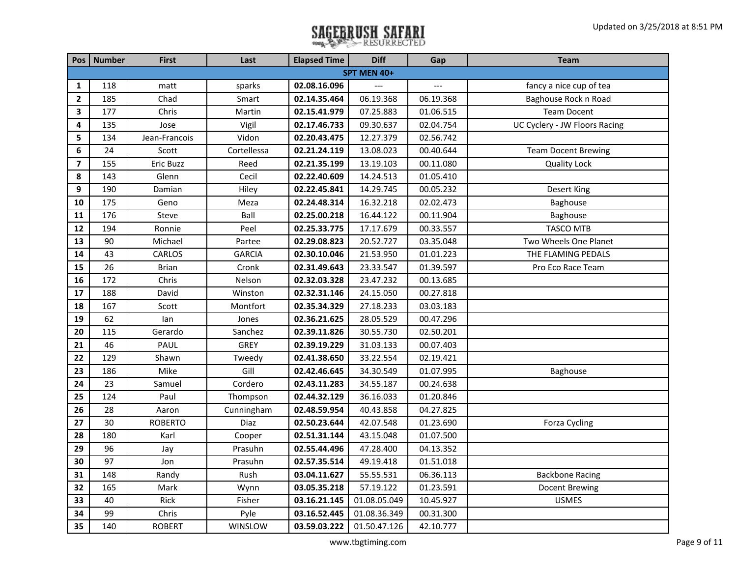# SAGEBRUSH SAFARI RESURRECTED

Updated on 3/25/2018 at 8:51 PM

| Pos | Number | First | Last | Elapsed Time | Diff | Gap | Team |
|---|---|---|---|---|---|---|---|
| **SPT MEN 40+** | | | | | | | |
| 1 | 118 | matt | sparks | **02.08.16.096** | --- | --- | fancy a nice cup of tea |
| 2 | 185 | Chad | Smart | **02.14.35.464** | 06.19.368 | 06.19.368 | Baghouse Rock n Road |
| 3 | 177 | Chris | Martin | **02.15.41.979** | 07.25.883 | 01.06.515 | Team Docent |
| 4 | 135 | Jose | Vigil | **02.17.46.733** | 09.30.637 | 02.04.754 | UC Cyclery - JW Floors Racing |
| 5 | 134 | Jean-Francois | Vidon | **02.20.43.475** | 12.27.379 | 02.56.742 | |
| 6 | 24 | Scott | Cortellessa | **02.21.24.119** | 13.08.023 | 00.40.644 | Team Docent Brewing |
| 7 | 155 | Eric Buzz | Reed | **02.21.35.199** | 13.19.103 | 00.11.080 | Quality Lock |
| 8 | 143 | Glenn | Cecil | **02.22.40.609** | 14.24.513 | 01.05.410 | |
| 9 | 190 | Damian | Hiley | **02.22.45.841** | 14.29.745 | 00.05.232 | Desert King |
| 10 | 175 | Geno | Meza | **02.24.48.314** | 16.32.218 | 02.02.473 | Baghouse |
| 11 | 176 | Steve | Ball | **02.25.00.218** | 16.44.122 | 00.11.904 | Baghouse |
| 12 | 194 | Ronnie | Peel | **02.25.33.775** | 17.17.679 | 00.33.557 | TASCO MTB |
| 13 | 90 | Michael | Partee | **02.29.08.823** | 20.52.727 | 03.35.048 | Two Wheels One Planet |
| 14 | 43 | CARLOS | GARCIA | **02.30.10.046** | 21.53.950 | 01.01.223 | THE FLAMING PEDALS |
| 15 | 26 | Brian | Cronk | **02.31.49.643** | 23.33.547 | 01.39.597 | Pro Eco Race Team |
| 16 | 172 | Chris | Nelson | **02.32.03.328** | 23.47.232 | 00.13.685 | |
| 17 | 188 | David | Winston | **02.32.31.146** | 24.15.050 | 00.27.818 | |
| 18 | 167 | Scott | Montfort | **02.35.34.329** | 27.18.233 | 03.03.183 | |
| 19 | 62 | Ian | Jones | **02.36.21.625** | 28.05.529 | 00.47.296 | |
| 20 | 115 | Gerardo | Sanchez | **02.39.11.826** | 30.55.730 | 02.50.201 | |
| 21 | 46 | PAUL | GREY | **02.39.19.229** | 31.03.133 | 00.07.403 | |
| 22 | 129 | Shawn | Tweedy | **02.41.38.650** | 33.22.554 | 02.19.421 | |
| 23 | 186 | Mike | Gill | **02.42.46.645** | 34.30.549 | 01.07.995 | Baghouse |
| 24 | 23 | Samuel | Cordero | **02.43.11.283** | 34.55.187 | 00.24.638 | |
| 25 | 124 | Paul | Thompson | **02.44.32.129** | 36.16.033 | 01.20.846 | |
| 26 | 28 | Aaron | Cunningham | **02.48.59.954** | 40.43.858 | 04.27.825 | |
| 27 | 30 | ROBERTO | Diaz | **02.50.23.644** | 42.07.548 | 01.23.690 | Forza Cycling |
| 28 | 180 | Karl | Cooper | **02.51.31.144** | 43.15.048 | 01.07.500 | |
| 29 | 96 | Jay | Prasuhn | **02.55.44.496** | 47.28.400 | 04.13.352 | |
| 30 | 97 | Jon | Prasuhn | **02.57.35.514** | 49.19.418 | 01.51.018 | |
| 31 | 148 | Randy | Rush | **03.04.11.627** | 55.55.531 | 06.36.113 | Backbone Racing |
| 32 | 165 | Mark | Wynn | **03.05.35.218** | 57.19.122 | 01.23.591 | Docent Brewing |
| 33 | 40 | Rick | Fisher | **03.16.21.145** | 01.08.05.049 | 10.45.927 | USMES |
| 34 | 99 | Chris | Pyle | **03.16.52.445** | 01.08.36.349 | 00.31.300 | |
| 35 | 140 | ROBERT | WINSLOW | **03.59.03.222** | 01.50.47.126 | 42.10.777 | |

www.tbgtiming.com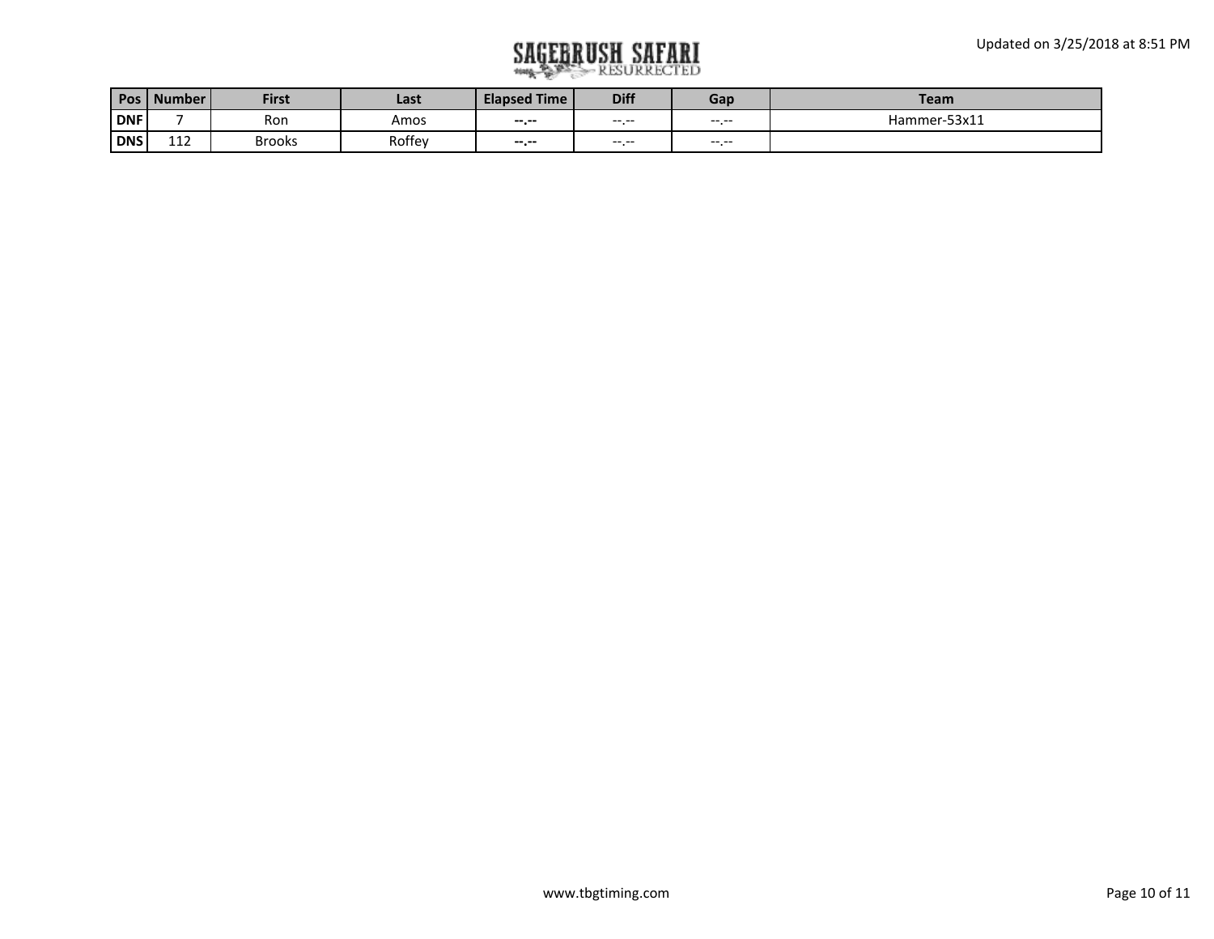| Pos | Number | First | Last | Elapsed Time | Diff | Gap | Team |
|---|---|---|---|---|---|---|---|
| DNF | 7 | Ron | Amos | --.-- | --.-- | --.-- | Hammer-53x11 |
| DNS | 112 | Brooks | Roffey | --.-- | --.-- | --.-- | |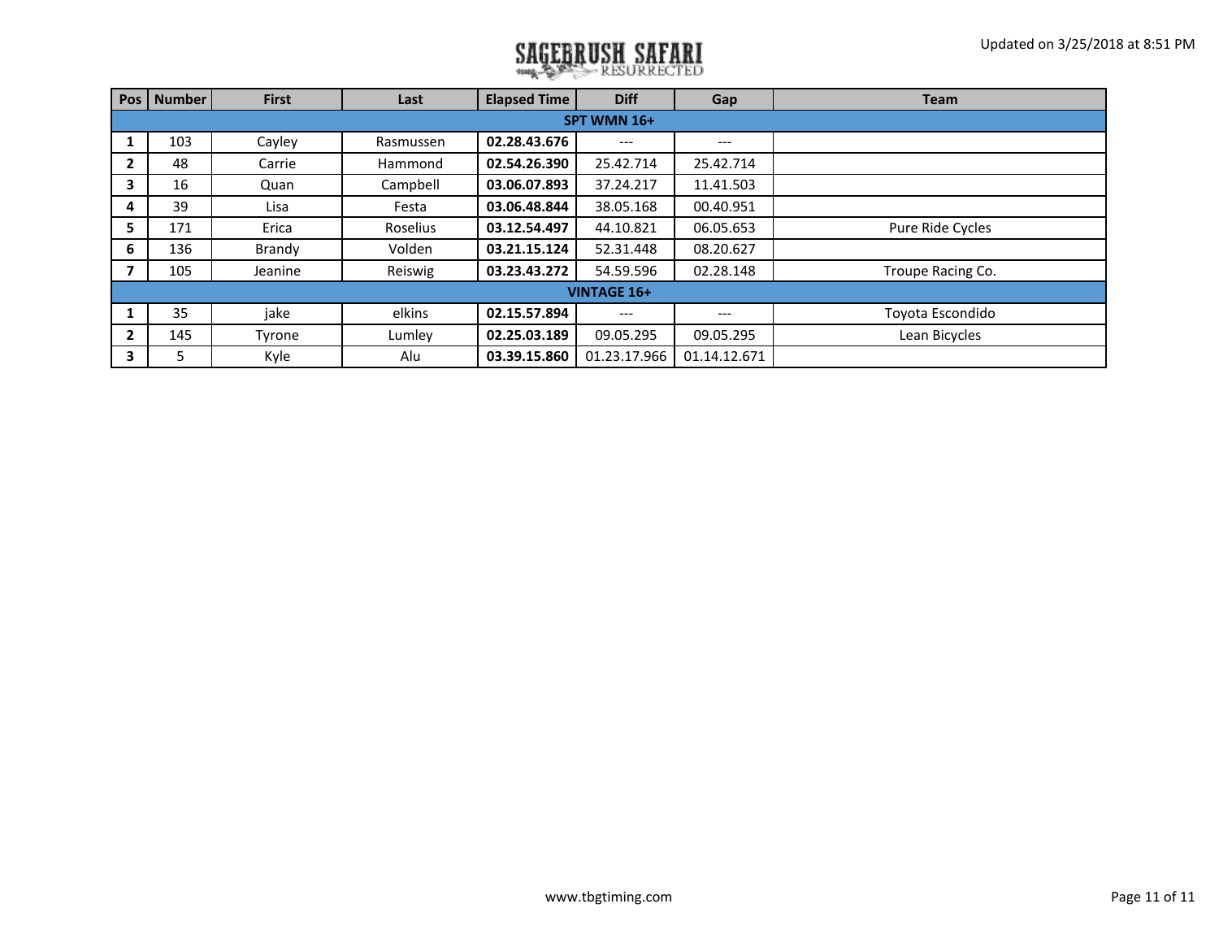SAGEBRUSH SAFARI RESURRECTED

Updated on 3/25/2018 at 8:51 PM

| Pos | Number | First | Last | Elapsed Time | Diff | Gap | Team |
|---|---|---|---|---|---|---|---|
| **SPT WMN 16+** | | | | | | | |
| **1** | 103 | Cayley | Rasmussen | **02.28.43.676** | --- | --- | |
| **2** | 48 | Carrie | Hammond | **02.54.26.390** | 25.42.714 | 25.42.714 | |
| **3** | 16 | Quan | Campbell | **03.06.07.893** | 37.24.217 | 11.41.503 | |
| **4** | 39 | Lisa | Festa | **03.06.48.844** | 38.05.168 | 00.40.951 | |
| **5** | 171 | Erica | Roselius | **03.12.54.497** | 44.10.821 | 06.05.653 | Pure Ride Cycles |
| **6** | 136 | Brandy | Volden | **03.21.15.124** | 52.31.448 | 08.20.627 | |
| **7** | 105 | Jeanine | Reiswig | **03.23.43.272** | 54.59.596 | 02.28.148 | Troupe Racing Co. |
| **VINTAGE 16+** | | | | | | | |
| **1** | 35 | jake | elkins | **02.15.57.894** | --- | --- | Toyota Escondido |
| **2** | 145 | Tyrone | Lumley | **02.25.03.189** | 09.05.295 | 09.05.295 | Lean Bicycles |
| **3** | 5 | Kyle | Alu | **03.39.15.860** | 01.23.17.966 | 01.14.12.671 | |

www.tbgtiming.com